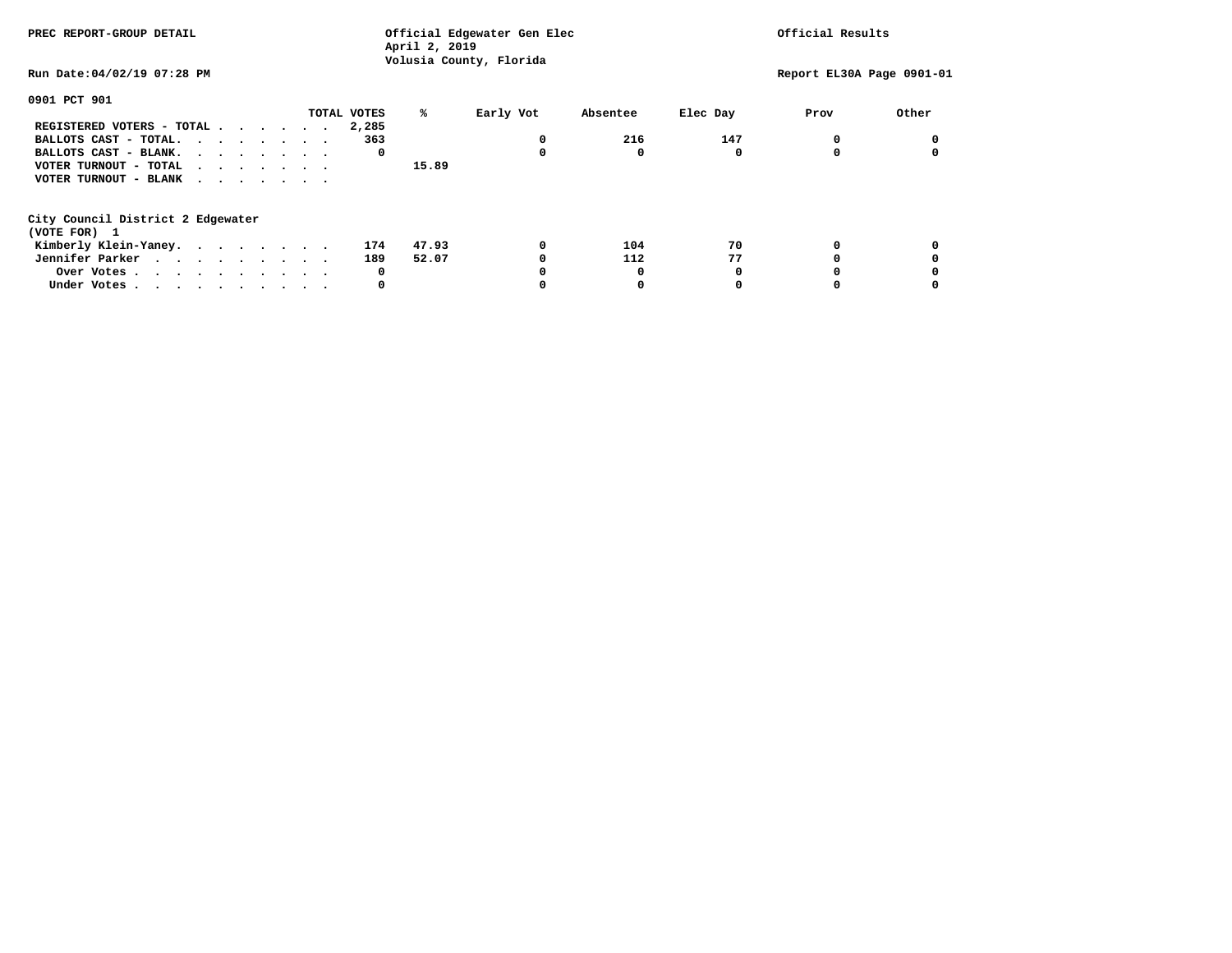PREC REPORT-GROUP DETAIL

Official Edgewater Gen Elec
April 2, 2019
Volusia County, Florida

Official Results

Run Date:04/02/19 07:28 PM

Report EL30A Page 0901-01

0901 PCT 901

| | TOTAL VOTES | % | Early Vot | Absentee | Elec Day | Prov | Other |
|---|---|---|---|---|---|---|---|
| REGISTERED VOTERS - TOTAL | 2,285 | | | | | | |
| BALLOTS CAST - TOTAL. | 363 | | 0 | 216 | 147 | 0 | 0 |
| BALLOTS CAST - BLANK. | 0 | | 0 | 0 | 0 | 0 | 0 |
| VOTER TURNOUT - TOTAL | | 15.89 | | | | | |
| VOTER TURNOUT - BLANK | | | | | | | |

City Council District 2 Edgewater
(VOTE FOR) 1

| | TOTAL VOTES | % | Early Vot | Absentee | Elec Day | Prov | Other |
|---|---|---|---|---|---|---|---|
| Kimberly Klein-Yaney. | 174 | 47.93 | 0 | 104 | 70 | 0 | 0 |
| Jennifer Parker | 189 | 52.07 | 0 | 112 | 77 | 0 | 0 |
| Over Votes | 0 | | 0 | 0 | 0 | 0 | 0 |
| Under Votes | 0 | | 0 | 0 | 0 | 0 | 0 |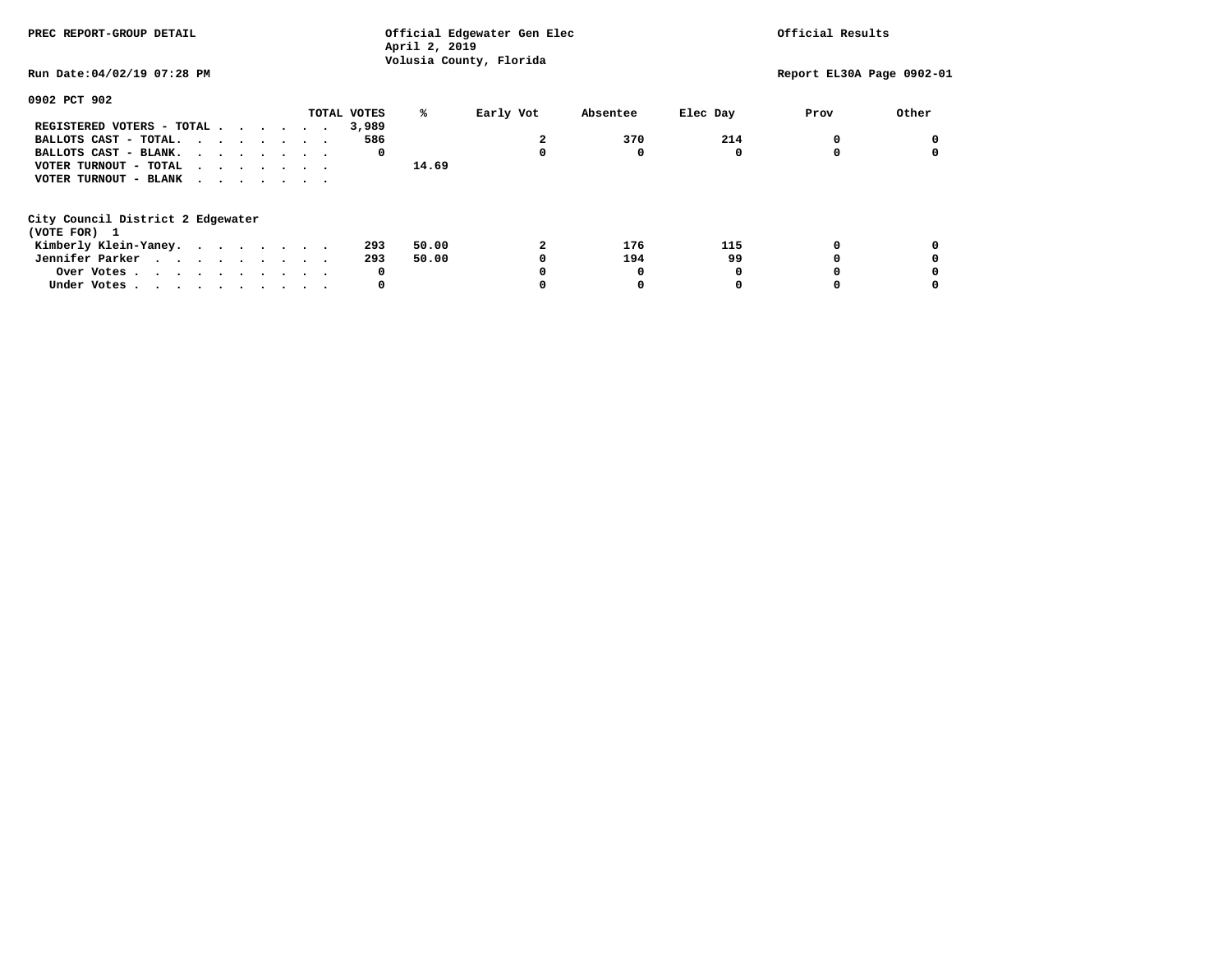PREC REPORT-GROUP DETAIL

Official Edgewater Gen Elec
April 2, 2019
Volusia County, Florida

Official Results

Run Date:04/02/19 07:28 PM

Report EL30A Page 0902-01

## 0902 PCT 902

| | TOTAL VOTES | % | Early Vot | Absentee | Elec Day | Prov | Other |
|---|---|---|---|---|---|---|---|
| REGISTERED VOTERS - TOTAL . . . . . . . | 3,989 | | | | | | |
| BALLOTS CAST - TOTAL. . . . . . . . . | 586 | | 2 | 370 | 214 | 0 | 0 |
| BALLOTS CAST - BLANK. . . . . . . . . | 0 | | 0 | 0 | 0 | 0 | 0 |
| VOTER TURNOUT - TOTAL . . . . . . . . | | 14.69 | | | | | |
| VOTER TURNOUT - BLANK . . . . . . . . | | | | | | | |

City Council District 2 Edgewater
(VOTE FOR) 1

| | TOTAL VOTES | % | Early Vot | Absentee | Elec Day | Prov | Other |
|---|---|---|---|---|---|---|---|
| Kimberly Klein-Yaney. . . . . . . . . | 293 | 50.00 | 2 | 176 | 115 | 0 | 0 |
| Jennifer Parker . . . . . . . . . . | 293 | 50.00 | 0 | 194 | 99 | 0 | 0 |
| Over Votes . . . . . . . . . . . | 0 | | 0 | 0 | 0 | 0 | 0 |
| Under Votes . . . . . . . . . . . | 0 | | 0 | 0 | 0 | 0 | 0 |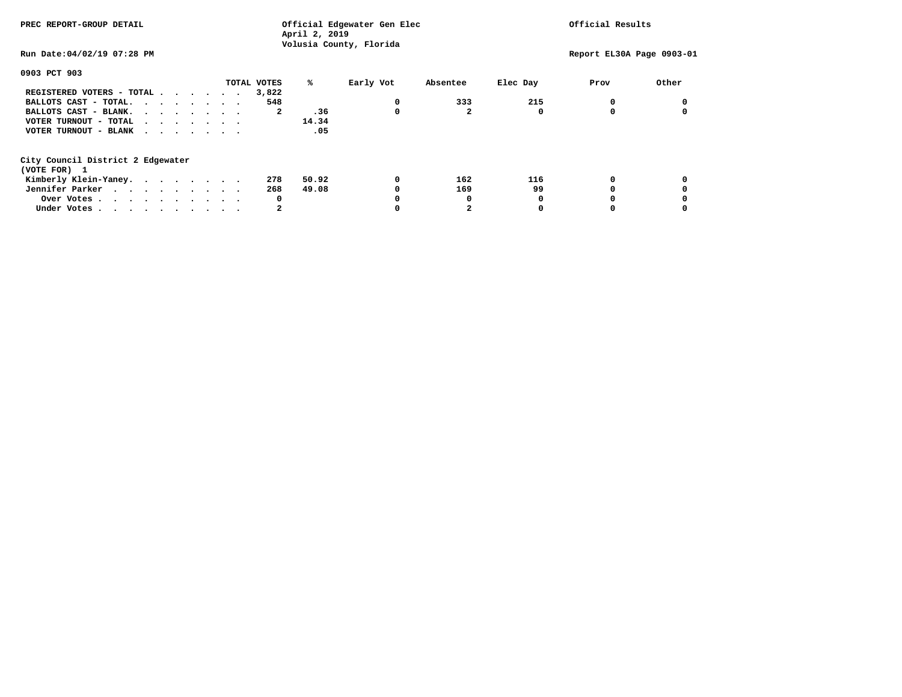PREC REPORT-GROUP DETAIL

Official Edgewater Gen Elec
April 2, 2019
Volusia County, Florida

Official Results

Run Date:04/02/19 07:28 PM

Report EL30A Page 0903-01

## 0903 PCT 903

| | TOTAL VOTES | % | Early Vot | Absentee | Elec Day | Prov | Other |
|---|---|---|---|---|---|---|---|
| REGISTERED VOTERS - TOTAL . . . . . . . | 3,822 | | | | | | |
| BALLOTS CAST - TOTAL. . . . . . . . | 548 | | 0 | 333 | 215 | 0 | 0 |
| BALLOTS CAST - BLANK. . . . . . . . | 2 | .36 | 0 | 2 | 0 | 0 | 0 |
| VOTER TURNOUT - TOTAL . . . . . . . | | 14.34 | | | | | |
| VOTER TURNOUT - BLANK . . . . . . . | | .05 | | | | | |

### City Council District 2 Edgewater
(VOTE FOR) 1

| | TOTAL VOTES | % | Early Vot | Absentee | Elec Day | Prov | Other |
|---|---|---|---|---|---|---|---|
| Kimberly Klein-Yaney. . . . . . . . | 278 | 50.92 | 0 | 162 | 116 | 0 | 0 |
| Jennifer Parker . . . . . . . . . | 268 | 49.08 | 0 | 169 | 99 | 0 | 0 |
| Over Votes . . . . . . . . . . | 0 | | 0 | 0 | 0 | 0 | 0 |
| Under Votes . . . . . . . . . . | 2 | | 0 | 2 | 0 | 0 | 0 |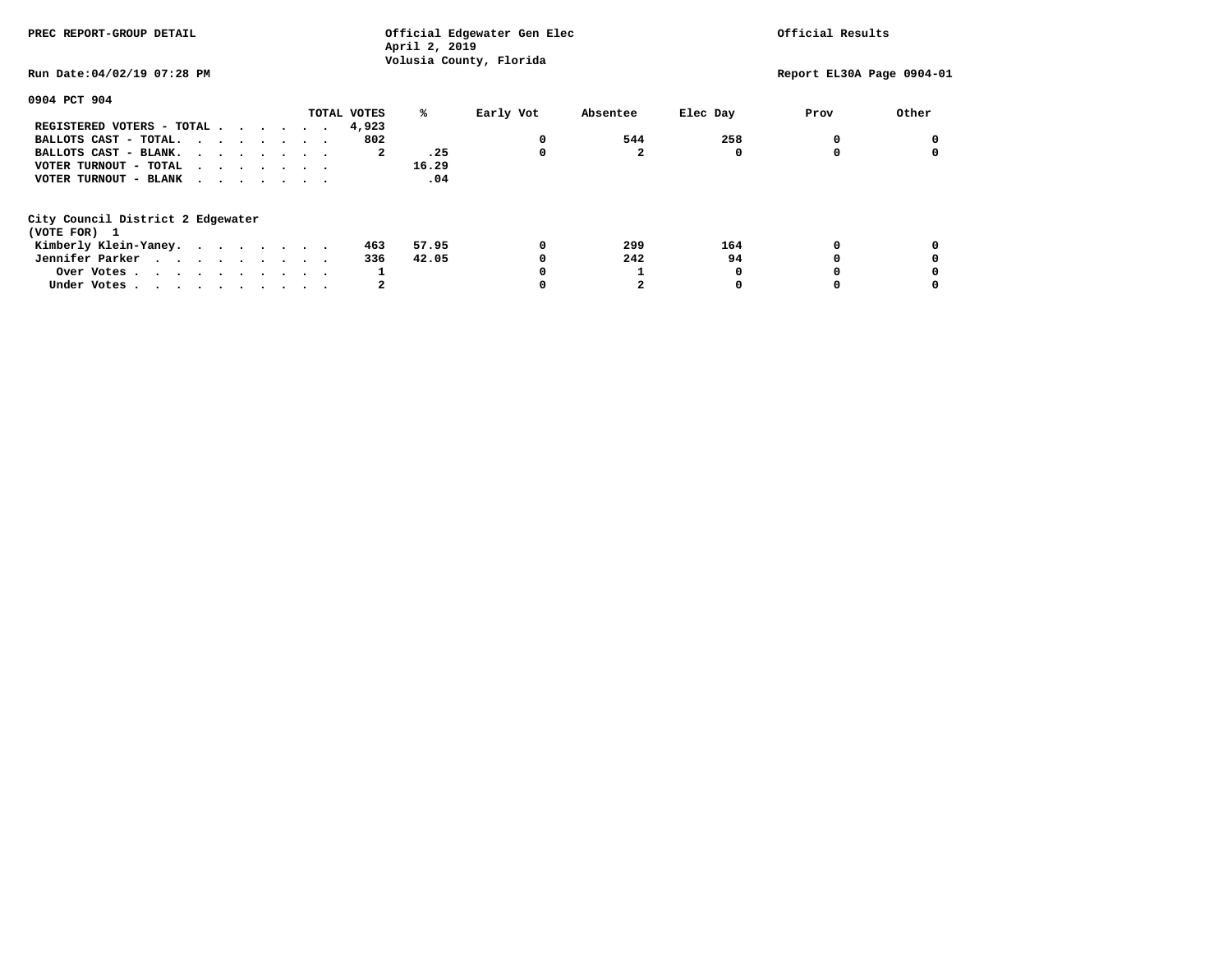PREC REPORT-GROUP DETAIL

Official Edgewater Gen Elec
April 2, 2019
Volusia County, Florida

Official Results

Run Date:04/02/19 07:28 PM

Report EL30A Page 0904-01

## 0904 PCT 904

| | TOTAL VOTES | % | Early Vot | Absentee | Elec Day | Prov | Other |
|---|---|---|---|---|---|---|---|
| REGISTERED VOTERS - TOTAL | 4,923 | | | | | | |
| BALLOTS CAST - TOTAL. | 802 | | 0 | 544 | 258 | 0 | 0 |
| BALLOTS CAST - BLANK. | 2 | .25 | 0 | 2 | 0 | 0 | 0 |
| VOTER TURNOUT - TOTAL | | 16.29 | | | | | |
| VOTER TURNOUT - BLANK | | .04 | | | | | |

City Council District 2 Edgewater
(VOTE FOR) 1

| | TOTAL VOTES | % | Early Vot | Absentee | Elec Day | Prov | Other |
|---|---|---|---|---|---|---|---|
| Kimberly Klein-Yaney. | 463 | 57.95 | 0 | 299 | 164 | 0 | 0 |
| Jennifer Parker | 336 | 42.05 | 0 | 242 | 94 | 0 | 0 |
| Over Votes | 1 | | 0 | 1 | 0 | 0 | 0 |
| Under Votes | 2 | | 0 | 2 | 0 | 0 | 0 |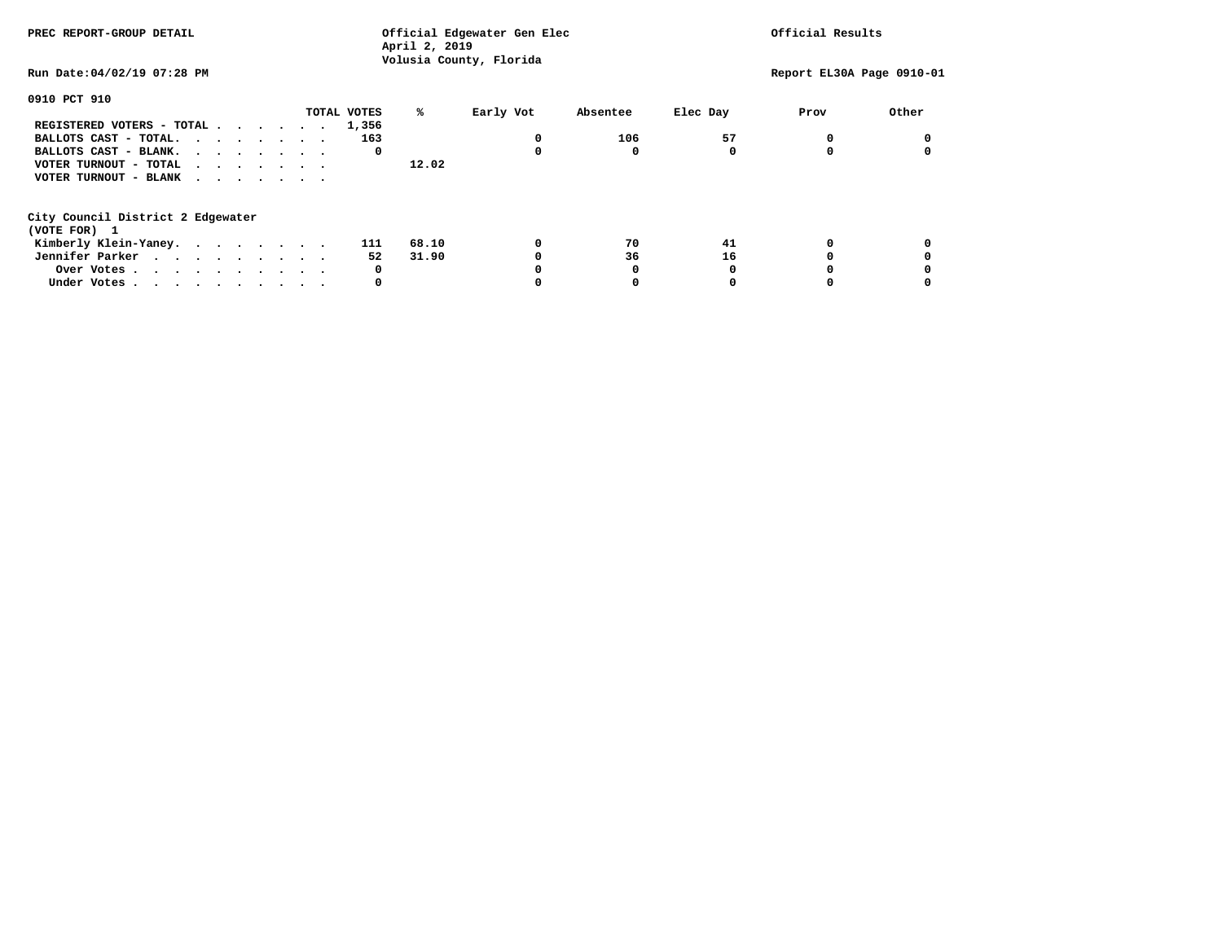PREC REPORT-GROUP DETAIL

Official Edgewater Gen Elec
April 2, 2019
Volusia County, Florida

Official Results

Run Date:04/02/19 07:28 PM

Report EL30A Page 0910-01

0910 PCT 910

| | TOTAL VOTES | % | Early Vot | Absentee | Elec Day | Prov | Other |
|---|---|---|---|---|---|---|---|
| REGISTERED VOTERS - TOTAL | 1,356 | | | | | | |
| BALLOTS CAST - TOTAL. | 163 | | 0 | 106 | 57 | 0 | 0 |
| BALLOTS CAST - BLANK. | 0 | | 0 | 0 | 0 | 0 | 0 |
| VOTER TURNOUT - TOTAL | | 12.02 | | | | | |
| VOTER TURNOUT - BLANK | | | | | | | |

City Council District 2 Edgewater
(VOTE FOR) 1

| | TOTAL VOTES | % | Early Vot | Absentee | Elec Day | Prov | Other |
|---|---|---|---|---|---|---|---|
| Kimberly Klein-Yaney. | 111 | 68.10 | 0 | 70 | 41 | 0 | 0 |
| Jennifer Parker | 52 | 31.90 | 0 | 36 | 16 | 0 | 0 |
| Over Votes | 0 | | 0 | 0 | 0 | 0 | 0 |
| Under Votes | 0 | | 0 | 0 | 0 | 0 | 0 |